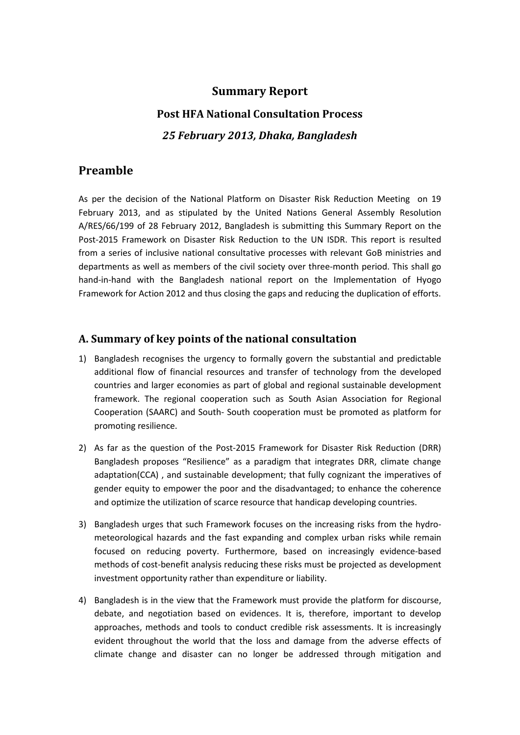# Summary Report

## Post HFA National Consultation Process

### *25 February 2013, Dhaka, Bangladesh*

## Preamble

As per the decision of the National Platform on Disaster Risk Reduction Meeting on 19 February 2013, and as stipulated by the United Nations General Assembly Resolution A/RES/66/199 of 28 February 2012, Bangladesh is submitting this Summary Report on the Post-2015 Framework on Disaster Risk Reduction to the UN ISDR. This report is resulted from a series of inclusive national consultative processes with relevant GoB ministries and departments as well as members of the civil society over three-month period. This shall go hand-in-hand with the Bangladesh national report on the Implementation of Hyogo Framework for Action 2012 and thus closing the gaps and reducing the duplication of efforts.

## A. Summary of key points of the national consultation

1) Bangladesh recognises the urgency to formally govern the substantial and predictable additional flow of financial resources and transfer of technology from the developed countries and larger economies as part of global and regional sustainable development framework. The regional cooperation such as South Asian Association for Regional Cooperation (SAARC) and South- South cooperation must be promoted as platform for promoting resilience.

2) As far as the question of the Post-2015 Framework for Disaster Risk Reduction (DRR) Bangladesh proposes "Resilience" as a paradigm that integrates DRR, climate change adaptation(CCA) , and sustainable development; that fully cognizant the imperatives of gender equity to empower the poor and the disadvantaged; to enhance the coherence and optimize the utilization of scarce resource that handicap developing countries.

3) Bangladesh urges that such Framework focuses on the increasing risks from the hydro-meteorological hazards and the fast expanding and complex urban risks while remain focused on reducing poverty. Furthermore, based on increasingly evidence-based methods of cost-benefit analysis reducing these risks must be projected as development investment opportunity rather than expenditure or liability.

4) Bangladesh is in the view that the Framework must provide the platform for discourse, debate, and negotiation based on evidences. It is, therefore, important to develop approaches, methods and tools to conduct credible risk assessments. It is increasingly evident throughout the world that the loss and damage from the adverse effects of climate change and disaster can no longer be addressed through mitigation and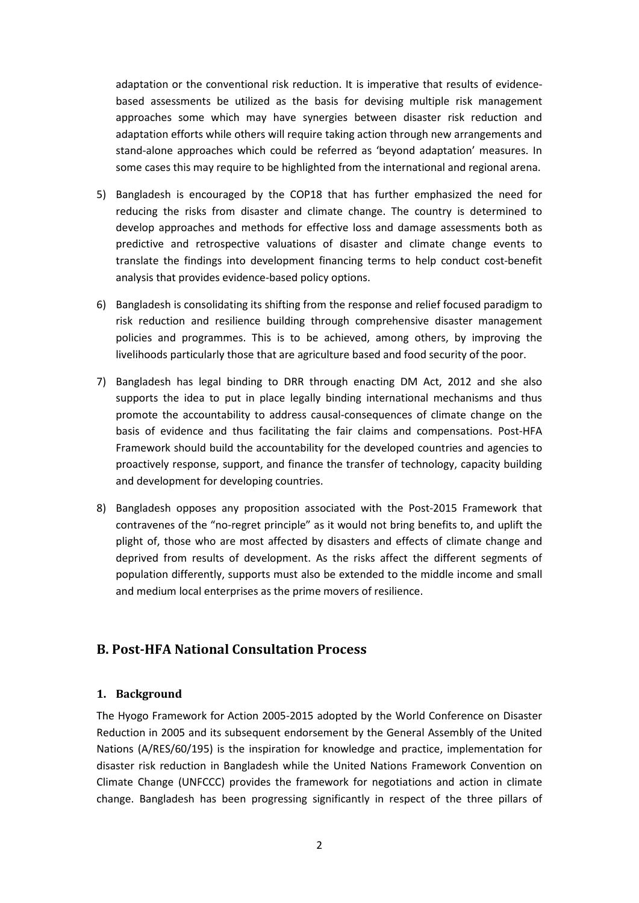adaptation or the conventional risk reduction. It is imperative that results of evidence-based assessments be utilized as the basis for devising multiple risk management approaches some which may have synergies between disaster risk reduction and adaptation efforts while others will require taking action through new arrangements and stand-alone approaches which could be referred as 'beyond adaptation' measures. In some cases this may require to be highlighted from the international and regional arena.

5) Bangladesh is encouraged by the COP18 that has further emphasized the need for reducing the risks from disaster and climate change. The country is determined to develop approaches and methods for effective loss and damage assessments both as predictive and retrospective valuations of disaster and climate change events to translate the findings into development financing terms to help conduct cost-benefit analysis that provides evidence-based policy options.

6) Bangladesh is consolidating its shifting from the response and relief focused paradigm to risk reduction and resilience building through comprehensive disaster management policies and programmes. This is to be achieved, among others, by improving the livelihoods particularly those that are agriculture based and food security of the poor.

7) Bangladesh has legal binding to DRR through enacting DM Act, 2012 and she also supports the idea to put in place legally binding international mechanisms and thus promote the accountability to address causal-consequences of climate change on the basis of evidence and thus facilitating the fair claims and compensations. Post-HFA Framework should build the accountability for the developed countries and agencies to proactively response, support, and finance the transfer of technology, capacity building and development for developing countries.

8) Bangladesh opposes any proposition associated with the Post-2015 Framework that contravenes of the "no-regret principle" as it would not bring benefits to, and uplift the plight of, those who are most affected by disasters and effects of climate change and deprived from results of development. As the risks affect the different segments of population differently, supports must also be extended to the middle income and small and medium local enterprises as the prime movers of resilience.

## B. Post-HFA National Consultation Process

### 1. Background

The Hyogo Framework for Action 2005-2015 adopted by the World Conference on Disaster Reduction in 2005 and its subsequent endorsement by the General Assembly of the United Nations (A/RES/60/195) is the inspiration for knowledge and practice, implementation for disaster risk reduction in Bangladesh while the United Nations Framework Convention on Climate Change (UNFCCC) provides the framework for negotiations and action in climate change. Bangladesh has been progressing significantly in respect of the three pillars of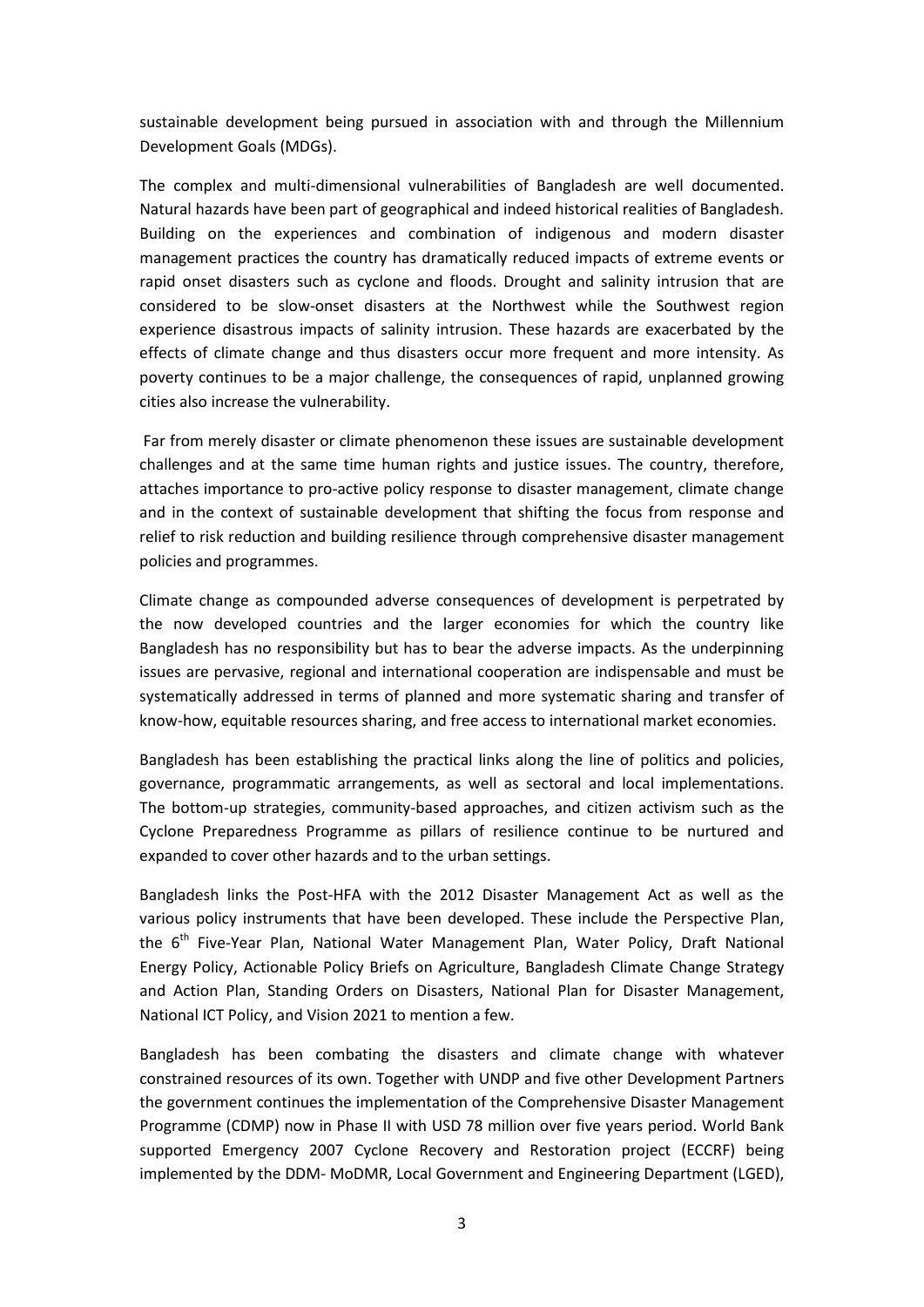sustainable development being pursued in association with and through the Millennium Development Goals (MDGs).

The complex and multi-dimensional vulnerabilities of Bangladesh are well documented. Natural hazards have been part of geographical and indeed historical realities of Bangladesh. Building on the experiences and combination of indigenous and modern disaster management practices the country has dramatically reduced impacts of extreme events or rapid onset disasters such as cyclone and floods. Drought and salinity intrusion that are considered to be slow-onset disasters at the Northwest while the Southwest region experience disastrous impacts of salinity intrusion. These hazards are exacerbated by the effects of climate change and thus disasters occur more frequent and more intensity. As poverty continues to be a major challenge, the consequences of rapid, unplanned growing cities also increase the vulnerability.

Far from merely disaster or climate phenomenon these issues are sustainable development challenges and at the same time human rights and justice issues. The country, therefore, attaches importance to pro-active policy response to disaster management, climate change and in the context of sustainable development that shifting the focus from response and relief to risk reduction and building resilience through comprehensive disaster management policies and programmes.

Climate change as compounded adverse consequences of development is perpetrated by the now developed countries and the larger economies for which the country like Bangladesh has no responsibility but has to bear the adverse impacts. As the underpinning issues are pervasive, regional and international cooperation are indispensable and must be systematically addressed in terms of planned and more systematic sharing and transfer of know-how, equitable resources sharing, and free access to international market economies.

Bangladesh has been establishing the practical links along the line of politics and policies, governance, programmatic arrangements, as well as sectoral and local implementations. The bottom-up strategies, community-based approaches, and citizen activism such as the Cyclone Preparedness Programme as pillars of resilience continue to be nurtured and expanded to cover other hazards and to the urban settings.

Bangladesh links the Post-HFA with the 2012 Disaster Management Act as well as the various policy instruments that have been developed. These include the Perspective Plan, the 6th Five-Year Plan, National Water Management Plan, Water Policy, Draft National Energy Policy, Actionable Policy Briefs on Agriculture, Bangladesh Climate Change Strategy and Action Plan, Standing Orders on Disasters, National Plan for Disaster Management, National ICT Policy, and Vision 2021 to mention a few.

Bangladesh has been combating the disasters and climate change with whatever constrained resources of its own. Together with UNDP and five other Development Partners the government continues the implementation of the Comprehensive Disaster Management Programme (CDMP) now in Phase II with USD 78 million over five years period. World Bank supported Emergency 2007 Cyclone Recovery and Restoration project (ECCRF) being implemented by the DDM- MoDMR, Local Government and Engineering Department (LGED),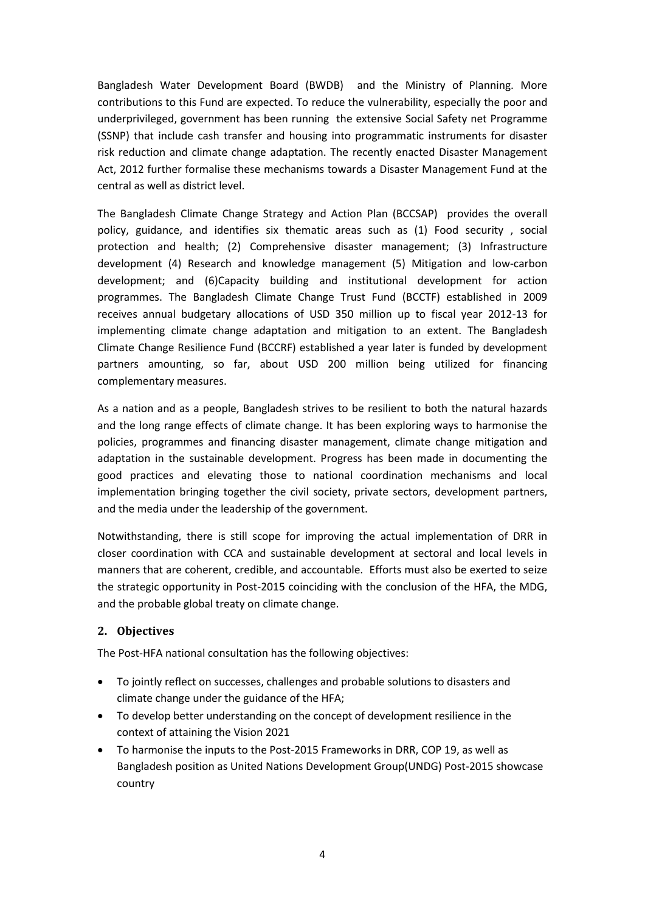Bangladesh Water Development Board (BWDB) and the Ministry of Planning. More contributions to this Fund are expected. To reduce the vulnerability, especially the poor and underprivileged, government has been running the extensive Social Safety net Programme (SSNP) that include cash transfer and housing into programmatic instruments for disaster risk reduction and climate change adaptation. The recently enacted Disaster Management Act, 2012 further formalise these mechanisms towards a Disaster Management Fund at the central as well as district level.

The Bangladesh Climate Change Strategy and Action Plan (BCCSAP) provides the overall policy, guidance, and identifies six thematic areas such as (1) Food security , social protection and health; (2) Comprehensive disaster management; (3) Infrastructure development (4) Research and knowledge management (5) Mitigation and low-carbon development; and (6)Capacity building and institutional development for action programmes. The Bangladesh Climate Change Trust Fund (BCCTF) established in 2009 receives annual budgetary allocations of USD 350 million up to fiscal year 2012-13 for implementing climate change adaptation and mitigation to an extent. The Bangladesh Climate Change Resilience Fund (BCCRF) established a year later is funded by development partners amounting, so far, about USD 200 million being utilized for financing complementary measures.

As a nation and as a people, Bangladesh strives to be resilient to both the natural hazards and the long range effects of climate change. It has been exploring ways to harmonise the policies, programmes and financing disaster management, climate change mitigation and adaptation in the sustainable development. Progress has been made in documenting the good practices and elevating those to national coordination mechanisms and local implementation bringing together the civil society, private sectors, development partners, and the media under the leadership of the government.

Notwithstanding, there is still scope for improving the actual implementation of DRR in closer coordination with CCA and sustainable development at sectoral and local levels in manners that are coherent, credible, and accountable. Efforts must also be exerted to seize the strategic opportunity in Post-2015 coinciding with the conclusion of the HFA, the MDG, and the probable global treaty on climate change.

## 2. Objectives

The Post-HFA national consultation has the following objectives:

- To jointly reflect on successes, challenges and probable solutions to disasters and climate change under the guidance of the HFA;
- To develop better understanding on the concept of development resilience in the context of attaining the Vision 2021
- To harmonise the inputs to the Post-2015 Frameworks in DRR, COP 19, as well as Bangladesh position as United Nations Development Group(UNDG) Post-2015 showcase country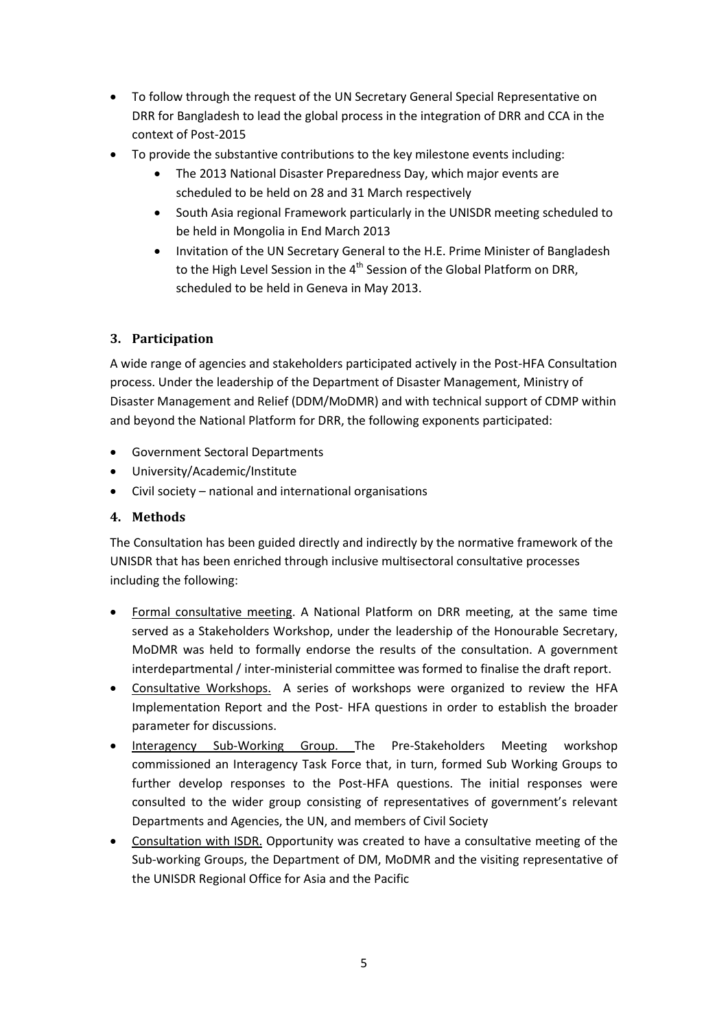- To follow through the request of the UN Secretary General Special Representative on DRR for Bangladesh to lead the global process in the integration of DRR and CCA in the context of Post-2015
- To provide the substantive contributions to the key milestone events including:
    - The 2013 National Disaster Preparedness Day, which major events are scheduled to be held on 28 and 31 March respectively
    - South Asia regional Framework particularly in the UNISDR meeting scheduled to be held in Mongolia in End March 2013
    - Invitation of the UN Secretary General to the H.E. Prime Minister of Bangladesh to the High Level Session in the 4th Session of the Global Platform on DRR, scheduled to be held in Geneva in May 2013.

## 3. Participation

A wide range of agencies and stakeholders participated actively in the Post-HFA Consultation process. Under the leadership of the Department of Disaster Management, Ministry of Disaster Management and Relief (DDM/MoDMR) and with technical support of CDMP within and beyond the National Platform for DRR, the following exponents participated:

- Government Sectoral Departments
- University/Academic/Institute
- Civil society – national and international organisations

## 4. Methods

The Consultation has been guided directly and indirectly by the normative framework of the UNISDR that has been enriched through inclusive multisectoral consultative processes including the following:

- Formal consultative meeting. A National Platform on DRR meeting, at the same time served as a Stakeholders Workshop, under the leadership of the Honourable Secretary, MoDMR was held to formally endorse the results of the consultation. A government interdepartmental / inter-ministerial committee was formed to finalise the draft report.
- Consultative Workshops. A series of workshops were organized to review the HFA Implementation Report and the Post- HFA questions in order to establish the broader parameter for discussions.
- Interagency Sub-Working Group. The Pre-Stakeholders Meeting workshop commissioned an Interagency Task Force that, in turn, formed Sub Working Groups to further develop responses to the Post-HFA questions. The initial responses were consulted to the wider group consisting of representatives of government's relevant Departments and Agencies, the UN, and members of Civil Society
- Consultation with ISDR. Opportunity was created to have a consultative meeting of the Sub-working Groups, the Department of DM, MoDMR and the visiting representative of the UNISDR Regional Office for Asia and the Pacific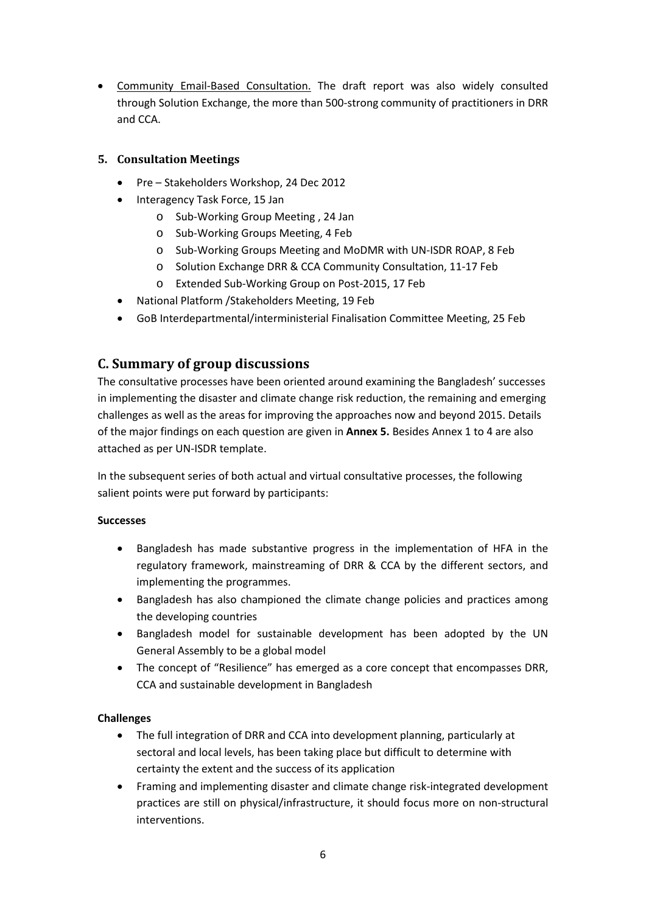- Community Email-Based Consultation. The draft report was also widely consulted through Solution Exchange, the more than 500-strong community of practitioners in DRR and CCA.

### 5. Consultation Meetings

- Pre – Stakeholders Workshop, 24 Dec 2012
- Interagency Task Force, 15 Jan
  - Sub-Working Group Meeting , 24 Jan
  - Sub-Working Groups Meeting, 4 Feb
  - Sub-Working Groups Meeting and MoDMR with UN-ISDR ROAP, 8 Feb
  - Solution Exchange DRR & CCA Community Consultation, 11-17 Feb
  - Extended Sub-Working Group on Post-2015, 17 Feb
- National Platform /Stakeholders Meeting, 19 Feb
- GoB Interdepartmental/interministerial Finalisation Committee Meeting, 25 Feb

## C. Summary of group discussions

The consultative processes have been oriented around examining the Bangladesh' successes in implementing the disaster and climate change risk reduction, the remaining and emerging challenges as well as the areas for improving the approaches now and beyond 2015. Details of the major findings on each question are given in **Annex 5.** Besides Annex 1 to 4 are also attached as per UN-ISDR template.

In the subsequent series of both actual and virtual consultative processes, the following salient points were put forward by participants:

**Successes**

- Bangladesh has made substantive progress in the implementation of HFA in the regulatory framework, mainstreaming of DRR & CCA by the different sectors, and implementing the programmes.
- Bangladesh has also championed the climate change policies and practices among the developing countries
- Bangladesh model for sustainable development has been adopted by the UN General Assembly to be a global model
- The concept of "Resilience" has emerged as a core concept that encompasses DRR, CCA and sustainable development in Bangladesh

**Challenges**

- The full integration of DRR and CCA into development planning, particularly at sectoral and local levels, has been taking place but difficult to determine with certainty the extent and the success of its application
- Framing and implementing disaster and climate change risk-integrated development practices are still on physical/infrastructure, it should focus more on non-structural interventions.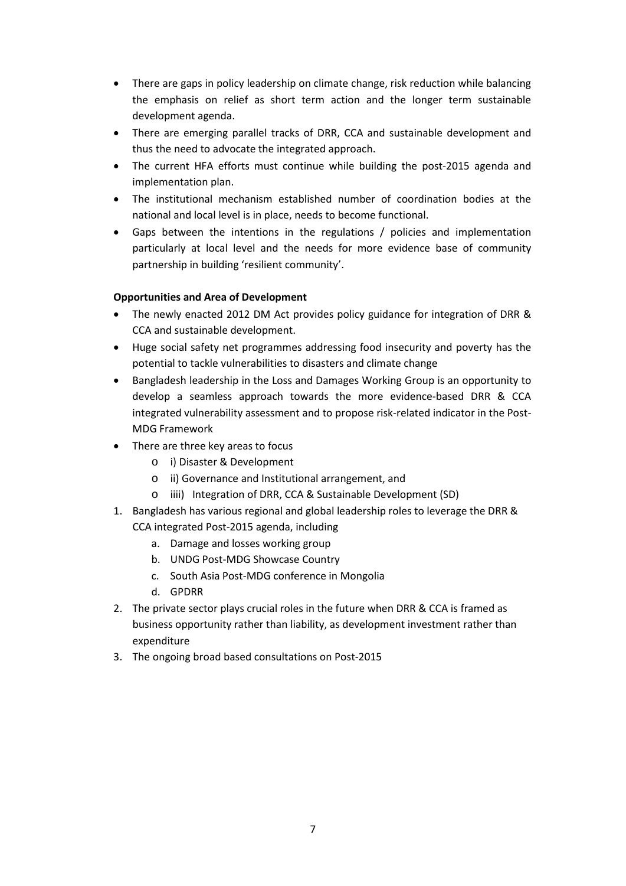- There are gaps in policy leadership on climate change, risk reduction while balancing the emphasis on relief as short term action and the longer term sustainable development agenda.
- There are emerging parallel tracks of DRR, CCA and sustainable development and thus the need to advocate the integrated approach.
- The current HFA efforts must continue while building the post-2015 agenda and implementation plan.
- The institutional mechanism established number of coordination bodies at the national and local level is in place, needs to become functional.
- Gaps between the intentions in the regulations / policies and implementation particularly at local level and the needs for more evidence base of community partnership in building 'resilient community'.

**Opportunities and Area of Development**

- The newly enacted 2012 DM Act provides policy guidance for integration of DRR & CCA and sustainable development.
- Huge social safety net programmes addressing food insecurity and poverty has the potential to tackle vulnerabilities to disasters and climate change
- Bangladesh leadership in the Loss and Damages Working Group is an opportunity to develop a seamless approach towards the more evidence-based DRR & CCA integrated vulnerability assessment and to propose risk-related indicator in the Post-MDG Framework
- There are three key areas to focus
    - i) Disaster & Development
    - ii) Governance and Institutional arrangement, and
    - iiii) Integration of DRR, CCA & Sustainable Development (SD)

1. Bangladesh has various regional and global leadership roles to leverage the DRR & CCA integrated Post-2015 agenda, including
    a. Damage and losses working group
    b. UNDG Post-MDG Showcase Country
    c. South Asia Post-MDG conference in Mongolia
    d. GPDRR
2. The private sector plays crucial roles in the future when DRR & CCA is framed as business opportunity rather than liability, as development investment rather than expenditure
3. The ongoing broad based consultations on Post-2015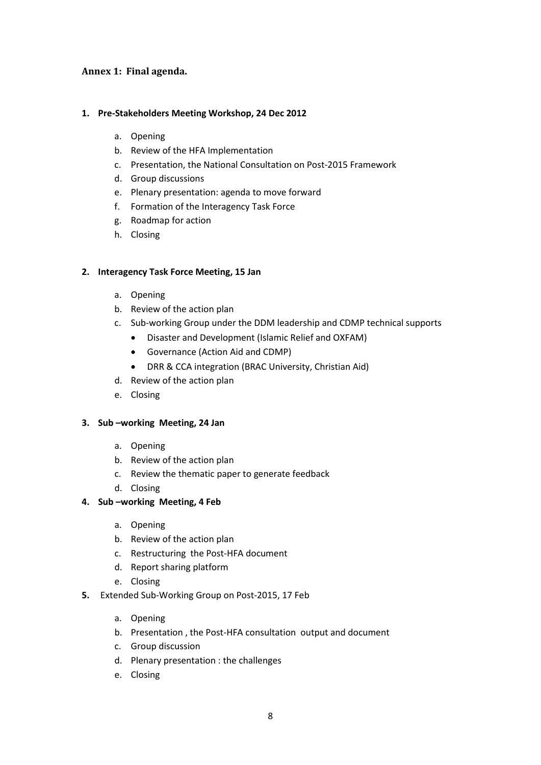### Annex 1: Final agenda.

1. **Pre-Stakeholders Meeting Workshop, 24 Dec 2012**

    a. Opening
    b. Review of the HFA Implementation
    c. Presentation, the National Consultation on Post-2015 Framework
    d. Group discussions
    e. Plenary presentation: agenda to move forward
    f. Formation of the Interagency Task Force
    g. Roadmap for action
    h. Closing

2. **Interagency Task Force Meeting, 15 Jan**

    a. Opening
    b. Review of the action plan
    c. Sub-working Group under the DDM leadership and CDMP technical supports
        - Disaster and Development (Islamic Relief and OXFAM)
        - Governance (Action Aid and CDMP)
        - DRR & CCA integration (BRAC University, Christian Aid)
    d. Review of the action plan
    e. Closing

3. **Sub –working Meeting, 24 Jan**

    a. Opening
    b. Review of the action plan
    c. Review the thematic paper to generate feedback
    d. Closing

4. **Sub –working Meeting, 4 Feb**

    a. Opening
    b. Review of the action plan
    c. Restructuring the Post-HFA document
    d. Report sharing platform
    e. Closing

5. Extended Sub-Working Group on Post-2015, 17 Feb

    a. Opening
    b. Presentation , the Post-HFA consultation output and document
    c. Group discussion
    d. Plenary presentation : the challenges
    e. Closing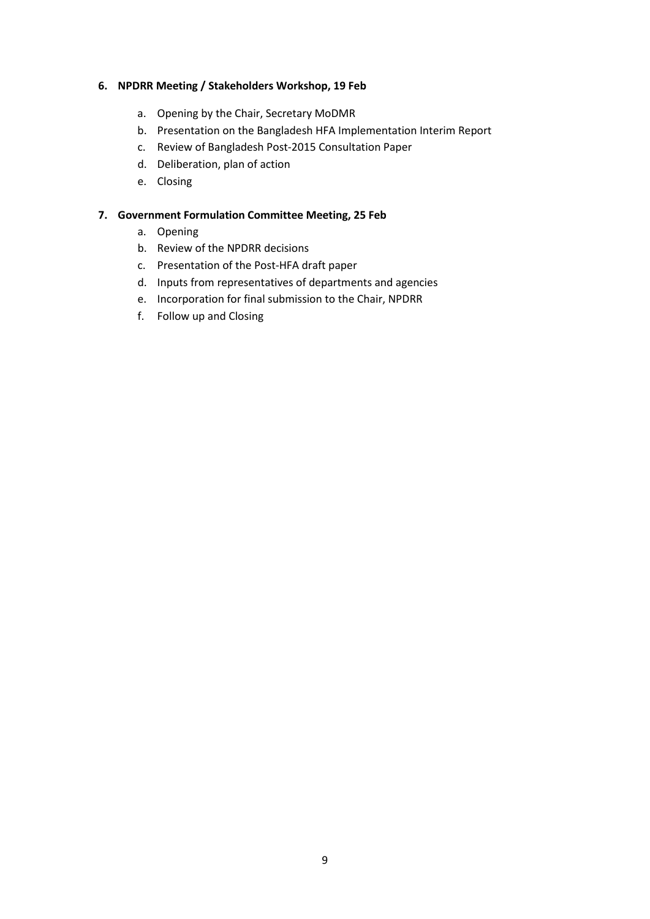**6. NPDRR Meeting / Stakeholders Workshop, 19 Feb**

a. Opening by the Chair, Secretary MoDMR
b. Presentation on the Bangladesh HFA Implementation Interim Report
c. Review of Bangladesh Post-2015 Consultation Paper
d. Deliberation, plan of action
e. Closing

**7. Government Formulation Committee Meeting, 25 Feb**

a. Opening
b. Review of the NPDRR decisions
c. Presentation of the Post-HFA draft paper
d. Inputs from representatives of departments and agencies
e. Incorporation for final submission to the Chair, NPDRR
f. Follow up and Closing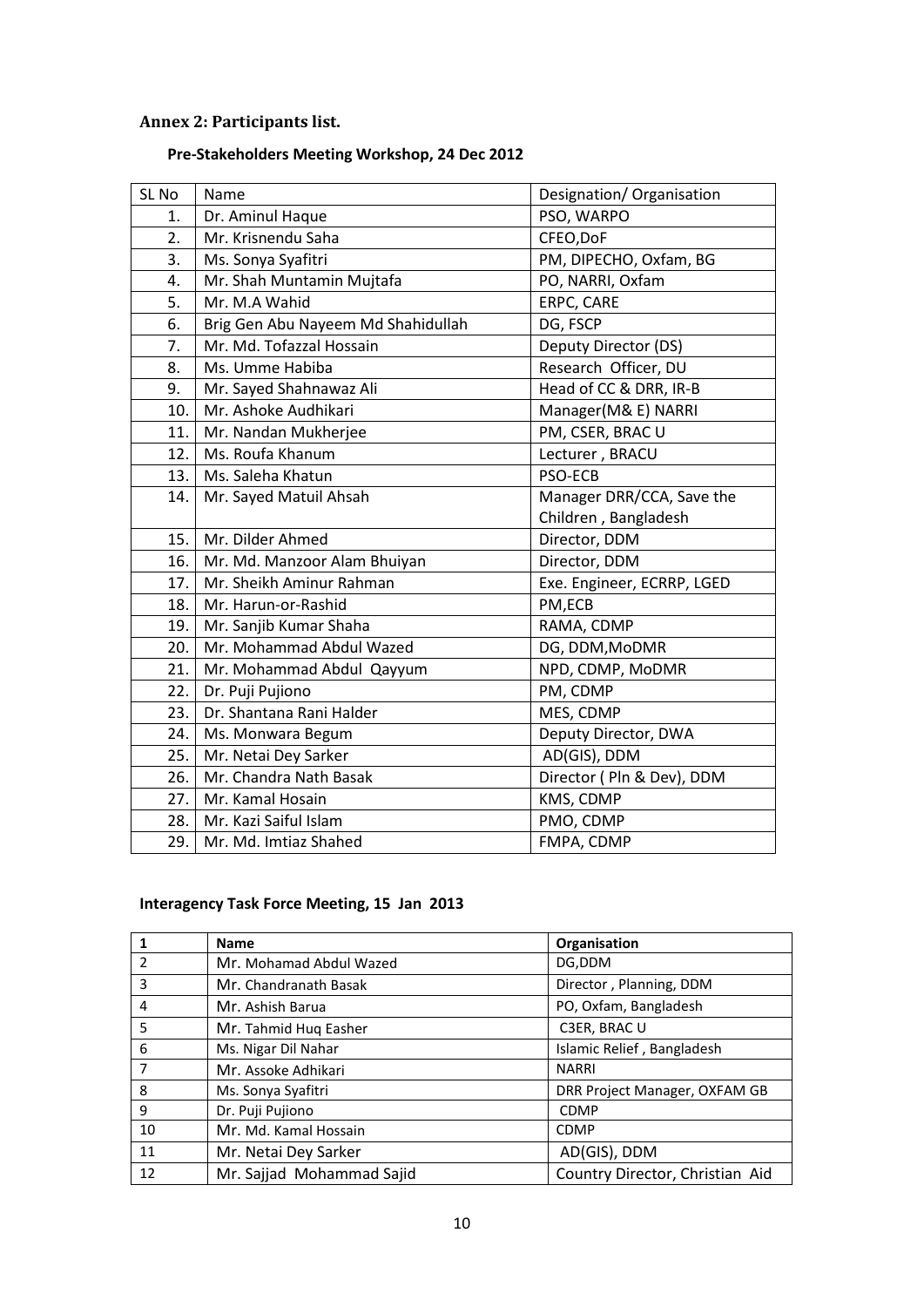## Annex 2: Participants list.

### Pre-Stakeholders Meeting Workshop, 24 Dec 2012

| SL No | Name | Designation/ Organisation |
|---|---|---|
| 1. | Dr. Aminul Haque | PSO, WARPO |
| 2. | Mr. Krisnendu Saha | CFEO,DoF |
| 3. | Ms. Sonya Syafitri | PM, DIPECHO, Oxfam, BG |
| 4. | Mr. Shah Muntamin Mujtafa | PO, NARRI, Oxfam |
| 5. | Mr. M.A Wahid | ERPC, CARE |
| 6. | Brig Gen Abu Nayeem Md Shahidullah | DG, FSCP |
| 7. | Mr. Md. Tofazzal Hossain | Deputy Director (DS) |
| 8. | Ms. Umme Habiba | Research Officer, DU |
| 9. | Mr. Sayed Shahnawaz Ali | Head of CC & DRR, IR-B |
| 10. | Mr. Ashoke Audhikari | Manager(M& E) NARRI |
| 11. | Mr. Nandan Mukherjee | PM, CSER, BRAC U |
| 12. | Ms. Roufa Khanum | Lecturer , BRACU |
| 13. | Ms. Saleha Khatun | PSO-ECB |
| 14. | Mr. Sayed Matuil Ahsah | Manager DRR/CCA, Save the Children , Bangladesh |
| 15. | Mr. Dilder Ahmed | Director, DDM |
| 16. | Mr. Md. Manzoor Alam Bhuiyan | Director, DDM |
| 17. | Mr. Sheikh Aminur Rahman | Exe. Engineer, ECRRP, LGED |
| 18. | Mr. Harun-or-Rashid | PM,ECB |
| 19. | Mr. Sanjib Kumar Shaha | RAMA, CDMP |
| 20. | Mr. Mohammad Abdul Wazed | DG, DDM,MoDMR |
| 21. | Mr. Mohammad Abdul Qayyum | NPD, CDMP, MoDMR |
| 22. | Dr. Puji Pujiono | PM, CDMP |
| 23. | Dr. Shantana Rani Halder | MES, CDMP |
| 24. | Ms. Monwara Begum | Deputy Director, DWA |
| 25. | Mr. Netai Dey Sarker | AD(GIS), DDM |
| 26. | Mr. Chandra Nath Basak | Director ( Pln & Dev), DDM |
| 27. | Mr. Kamal Hosain | KMS, CDMP |
| 28. | Mr. Kazi Saiful Islam | PMO, CDMP |
| 29. | Mr. Md. Imtiaz Shahed | FMPA, CDMP |

### Interagency Task Force Meeting, 15 Jan 2013

| 1 | Name | Organisation |
|---|---|---|
| 2 | Mr. Mohamad Abdul Wazed | DG,DDM |
| 3 | Mr. Chandranath Basak | Director , Planning, DDM |
| 4 | Mr. Ashish Barua | PO, Oxfam, Bangladesh |
| 5 | Mr. Tahmid Huq Easher | C3ER, BRAC U |
| 6 | Ms. Nigar Dil Nahar | Islamic Relief , Bangladesh |
| 7 | Mr. Assoke Adhikari | NARRI |
| 8 | Ms. Sonya Syafitri | DRR Project Manager, OXFAM GB |
| 9 | Dr. Puji Pujiono | CDMP |
| 10 | Mr. Md. Kamal Hossain | CDMP |
| 11 | Mr. Netai Dey Sarker | AD(GIS), DDM |
| 12 | Mr. Sajjad Mohammad Sajid | Country Director, Christian Aid |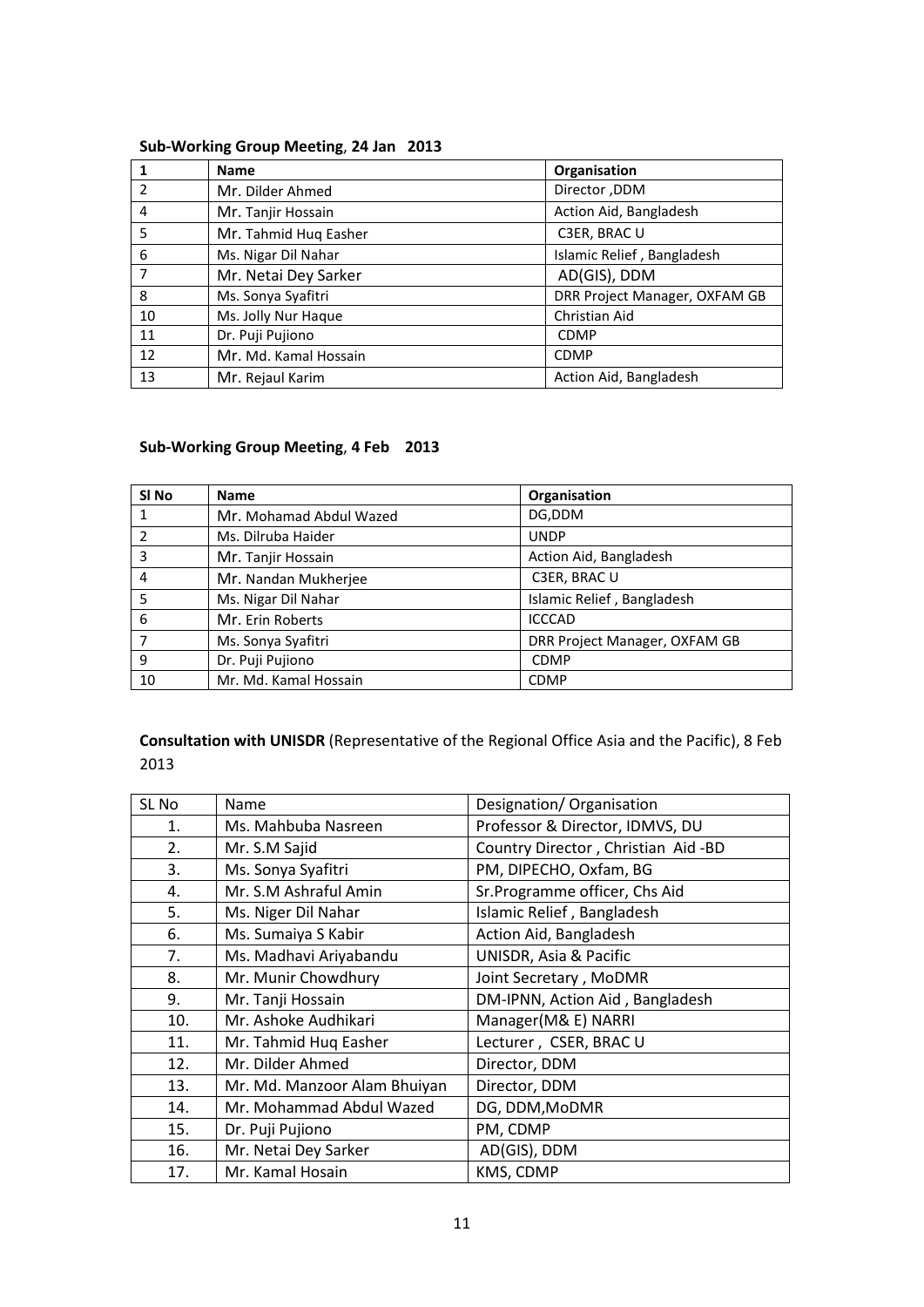**Sub-Working Group Meeting**, **24 Jan 2013**

| 1 | Name | Organisation |
|---|---|---|
| 2 | Mr. Dilder Ahmed | Director ,DDM |
| 4 | Mr. Tanjir Hossain | Action Aid, Bangladesh |
| 5 | Mr. Tahmid Huq Easher | C3ER, BRAC U |
| 6 | Ms. Nigar Dil Nahar | Islamic Relief , Bangladesh |
| 7 | Mr. Netai Dey Sarker | AD(GIS), DDM |
| 8 | Ms. Sonya Syafitri | DRR Project Manager, OXFAM GB |
| 10 | Ms. Jolly Nur Haque | Christian Aid |
| 11 | Dr. Puji Pujiono | CDMP |
| 12 | Mr. Md. Kamal Hossain | CDMP |
| 13 | Mr. Rejaul Karim | Action Aid, Bangladesh |

**Sub-Working Group Meeting**, **4 Feb 2013**

| Sl No | Name | Organisation |
|---|---|---|
| 1 | Mr. Mohamad Abdul Wazed | DG,DDM |
| 2 | Ms. Dilruba Haider | UNDP |
| 3 | Mr. Tanjir Hossain | Action Aid, Bangladesh |
| 4 | Mr. Nandan Mukherjee | C3ER, BRAC U |
| 5 | Ms. Nigar Dil Nahar | Islamic Relief , Bangladesh |
| 6 | Mr. Erin Roberts | ICCCAD |
| 7 | Ms. Sonya Syafitri | DRR Project Manager, OXFAM GB |
| 9 | Dr. Puji Pujiono | CDMP |
| 10 | Mr. Md. Kamal Hossain | CDMP |

**Consultation with UNISDR** (Representative of the Regional Office Asia and the Pacific), 8 Feb 2013

| SL No | Name | Designation/ Organisation |
|---|---|---|
| 1. | Ms. Mahbuba Nasreen | Professor & Director, IDMVS, DU |
| 2. | Mr. S.M Sajid | Country Director , Christian Aid -BD |
| 3. | Ms. Sonya Syafitri | PM, DIPECHO, Oxfam, BG |
| 4. | Mr. S.M Ashraful Amin | Sr.Programme officer, Chs Aid |
| 5. | Ms. Niger Dil Nahar | Islamic Relief , Bangladesh |
| 6. | Ms. Sumaiya S Kabir | Action Aid, Bangladesh |
| 7. | Ms. Madhavi Ariyabandu | UNISDR, Asia & Pacific |
| 8. | Mr. Munir Chowdhury | Joint Secretary , MoDMR |
| 9. | Mr. Tanji Hossain | DM-IPNN, Action Aid , Bangladesh |
| 10. | Mr. Ashoke Audhikari | Manager(M& E) NARRI |
| 11. | Mr. Tahmid Huq Easher | Lecturer , CSER, BRAC U |
| 12. | Mr. Dilder Ahmed | Director, DDM |
| 13. | Mr. Md. Manzoor Alam Bhuiyan | Director, DDM |
| 14. | Mr. Mohammad Abdul Wazed | DG, DDM,MoDMR |
| 15. | Dr. Puji Pujiono | PM, CDMP |
| 16. | Mr. Netai Dey Sarker | AD(GIS), DDM |
| 17. | Mr. Kamal Hosain | KMS, CDMP |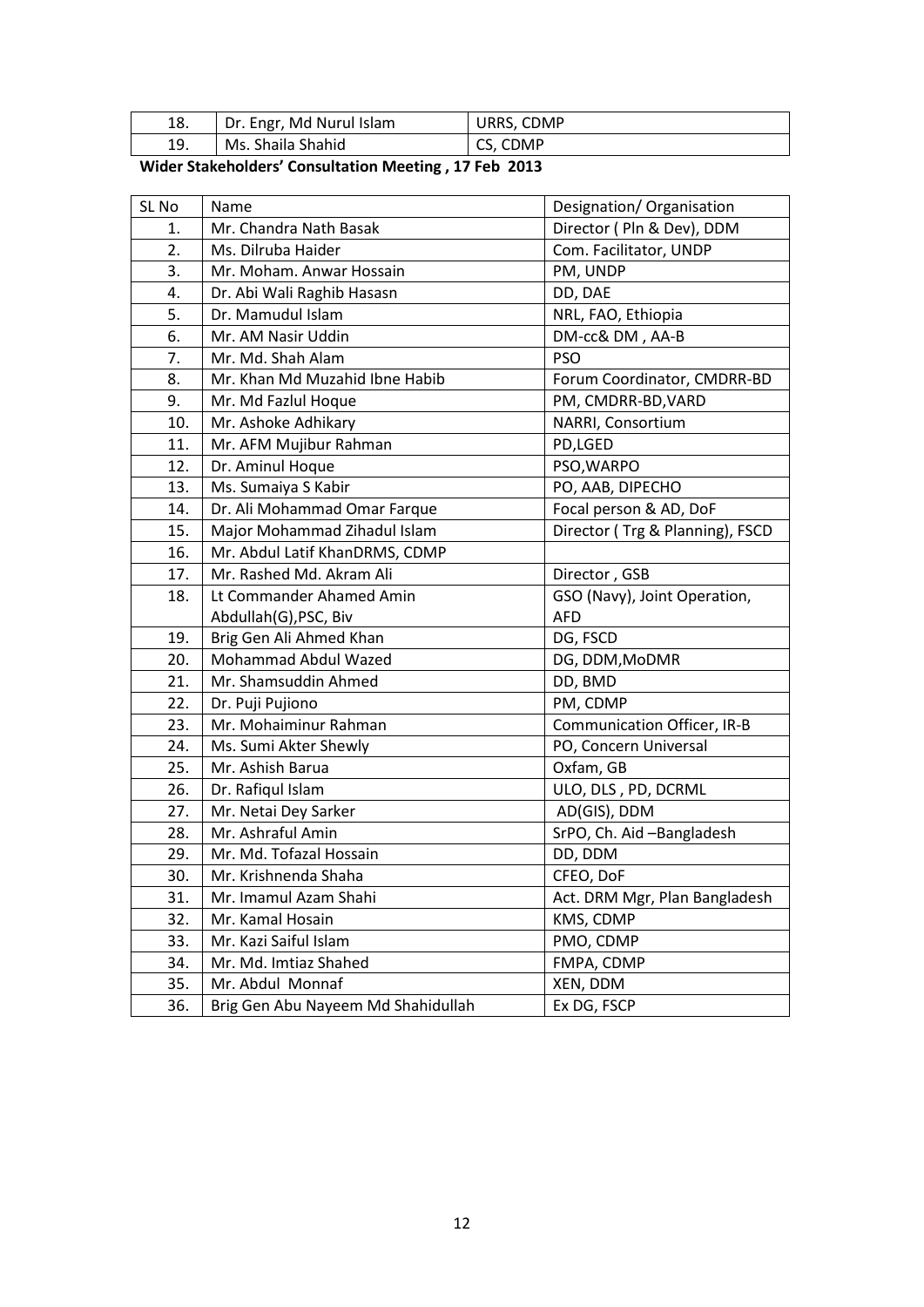| 18. | Dr. Engr, Md Nurul Islam | URRS, CDMP |
|---|---|---|
| 19. | Ms. Shaila Shahid | CS, CDMP |

**Wider Stakeholders' Consultation Meeting , 17 Feb 2013**

| SL No | Name | Designation/ Organisation |
|---|---|---|
| 1. | Mr. Chandra Nath Basak | Director ( Pln & Dev), DDM |
| 2. | Ms. Dilruba Haider | Com. Facilitator, UNDP |
| 3. | Mr. Moham. Anwar Hossain | PM, UNDP |
| 4. | Dr. Abi Wali Raghib Hasasn | DD, DAE |
| 5. | Dr. Mamudul Islam | NRL, FAO, Ethiopia |
| 6. | Mr. AM Nasir Uddin | DM-cc& DM , AA-B |
| 7. | Mr. Md. Shah Alam | PSO |
| 8. | Mr. Khan Md Muzahid Ibne Habib | Forum Coordinator, CMDRR-BD |
| 9. | Mr. Md Fazlul Hoque | PM, CMDRR-BD,VARD |
| 10. | Mr. Ashoke Adhikary | NARRI, Consortium |
| 11. | Mr. AFM Mujibur Rahman | PD,LGED |
| 12. | Dr. Aminul Hoque | PSO,WARPO |
| 13. | Ms. Sumaiya S Kabir | PO, AAB, DIPECHO |
| 14. | Dr. Ali Mohammad Omar Farque | Focal person & AD, DoF |
| 15. | Major Mohammad Zihadul Islam | Director ( Trg & Planning), FSCD |
| 16. | Mr. Abdul Latif KhanDRMS, CDMP | |
| 17. | Mr. Rashed Md. Akram Ali | Director , GSB |
| 18. | Lt Commander Ahamed Amin Abdullah(G),PSC, Biv | GSO (Navy), Joint Operation, AFD |
| 19. | Brig Gen Ali Ahmed Khan | DG, FSCD |
| 20. | Mohammad Abdul Wazed | DG, DDM,MoDMR |
| 21. | Mr. Shamsuddin Ahmed | DD, BMD |
| 22. | Dr. Puji Pujiono | PM, CDMP |
| 23. | Mr. Mohaiminur Rahman | Communication Officer, IR-B |
| 24. | Ms. Sumi Akter Shewly | PO, Concern Universal |
| 25. | Mr. Ashish Barua | Oxfam, GB |
| 26. | Dr. Rafiqul Islam | ULO, DLS , PD, DCRML |
| 27. | Mr. Netai Dey Sarker | AD(GIS), DDM |
| 28. | Mr. Ashraful Amin | SrPO, Ch. Aid –Bangladesh |
| 29. | Mr. Md. Tofazal Hossain | DD, DDM |
| 30. | Mr. Krishnenda Shaha | CFEO, DoF |
| 31. | Mr. Imamul Azam Shahi | Act. DRM Mgr, Plan Bangladesh |
| 32. | Mr. Kamal Hosain | KMS, CDMP |
| 33. | Mr. Kazi Saiful Islam | PMO, CDMP |
| 34. | Mr. Md. Imtiaz Shahed | FMPA, CDMP |
| 35. | Mr. Abdul Monnaf | XEN, DDM |
| 36. | Brig Gen Abu Nayeem Md Shahidullah | Ex DG, FSCP |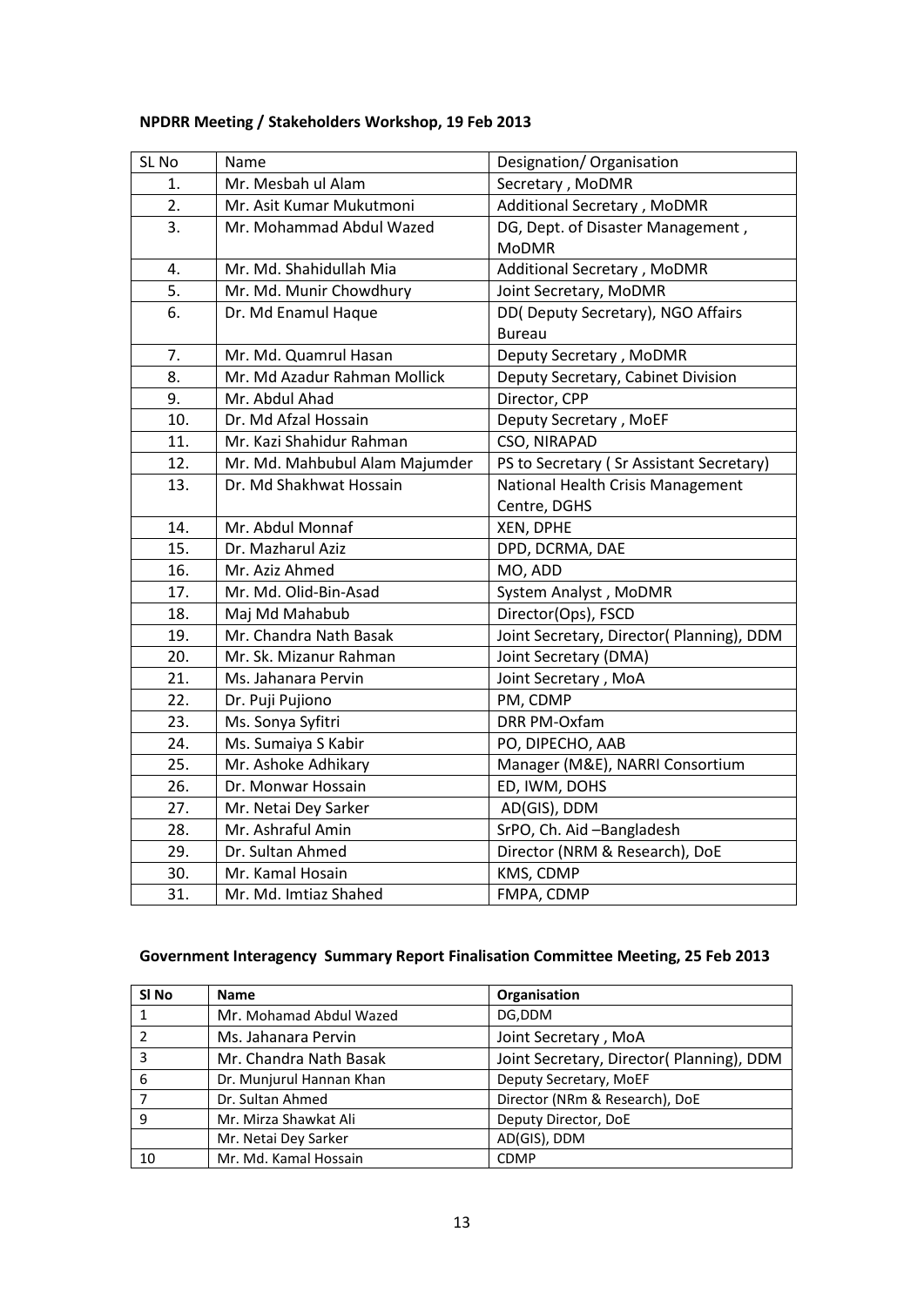**NPDRR Meeting / Stakeholders Workshop, 19 Feb 2013**

| SL No | Name | Designation/ Organisation |
|---|---|---|
| 1. | Mr. Mesbah ul Alam | Secretary , MoDMR |
| 2. | Mr. Asit Kumar Mukutmoni | Additional Secretary , MoDMR |
| 3. | Mr. Mohammad Abdul Wazed | DG, Dept. of Disaster Management , MoDMR |
| 4. | Mr. Md. Shahidullah Mia | Additional Secretary , MoDMR |
| 5. | Mr. Md. Munir Chowdhury | Joint Secretary, MoDMR |
| 6. | Dr. Md Enamul Haque | DD( Deputy Secretary), NGO Affairs Bureau |
| 7. | Mr. Md. Quamrul Hasan | Deputy Secretary , MoDMR |
| 8. | Mr. Md Azadur Rahman Mollick | Deputy Secretary, Cabinet Division |
| 9. | Mr. Abdul Ahad | Director, CPP |
| 10. | Dr. Md Afzal Hossain | Deputy Secretary , MoEF |
| 11. | Mr. Kazi Shahidur Rahman | CSO, NIRAPAD |
| 12. | Mr. Md. Mahbubul Alam Majumder | PS to Secretary ( Sr Assistant Secretary) |
| 13. | Dr. Md Shakhwat Hossain | National Health Crisis Management Centre, DGHS |
| 14. | Mr. Abdul Monnaf | XEN, DPHE |
| 15. | Dr. Mazharul Aziz | DPD, DCRMA, DAE |
| 16. | Mr. Aziz Ahmed | MO, ADD |
| 17. | Mr. Md. Olid-Bin-Asad | System Analyst , MoDMR |
| 18. | Maj Md Mahabub | Director(Ops), FSCD |
| 19. | Mr. Chandra Nath Basak | Joint Secretary, Director( Planning), DDM |
| 20. | Mr. Sk. Mizanur Rahman | Joint Secretary (DMA) |
| 21. | Ms. Jahanara Pervin | Joint Secretary , MoA |
| 22. | Dr. Puji Pujiono | PM, CDMP |
| 23. | Ms. Sonya Syfitri | DRR PM-Oxfam |
| 24. | Ms. Sumaiya S Kabir | PO, DIPECHO, AAB |
| 25. | Mr. Ashoke Adhikary | Manager (M&E), NARRI Consortium |
| 26. | Dr. Monwar Hossain | ED, IWM, DOHS |
| 27. | Mr. Netai Dey Sarker | AD(GIS), DDM |
| 28. | Mr. Ashraful Amin | SrPO, Ch. Aid –Bangladesh |
| 29. | Dr. Sultan Ahmed | Director (NRM & Research), DoE |
| 30. | Mr. Kamal Hosain | KMS, CDMP |
| 31. | Mr. Md. Imtiaz Shahed | FMPA, CDMP |

**Government Interagency Summary Report Finalisation Committee Meeting, 25 Feb 2013**

| Sl No | Name | Organisation |
|---|---|---|
| 1 | Mr. Mohamad Abdul Wazed | DG,DDM |
| 2 | Ms. Jahanara Pervin | Joint Secretary , MoA |
| 3 | Mr. Chandra Nath Basak | Joint Secretary, Director( Planning), DDM |
| 6 | Dr. Munjurul Hannan Khan | Deputy Secretary, MoEF |
| 7 | Dr. Sultan Ahmed | Director (NRm & Research), DoE |
| 9 | Mr. Mirza Shawkat Ali | Deputy Director, DoE |
| | Mr. Netai Dey Sarker | AD(GIS), DDM |
| 10 | Mr. Md. Kamal Hossain | CDMP |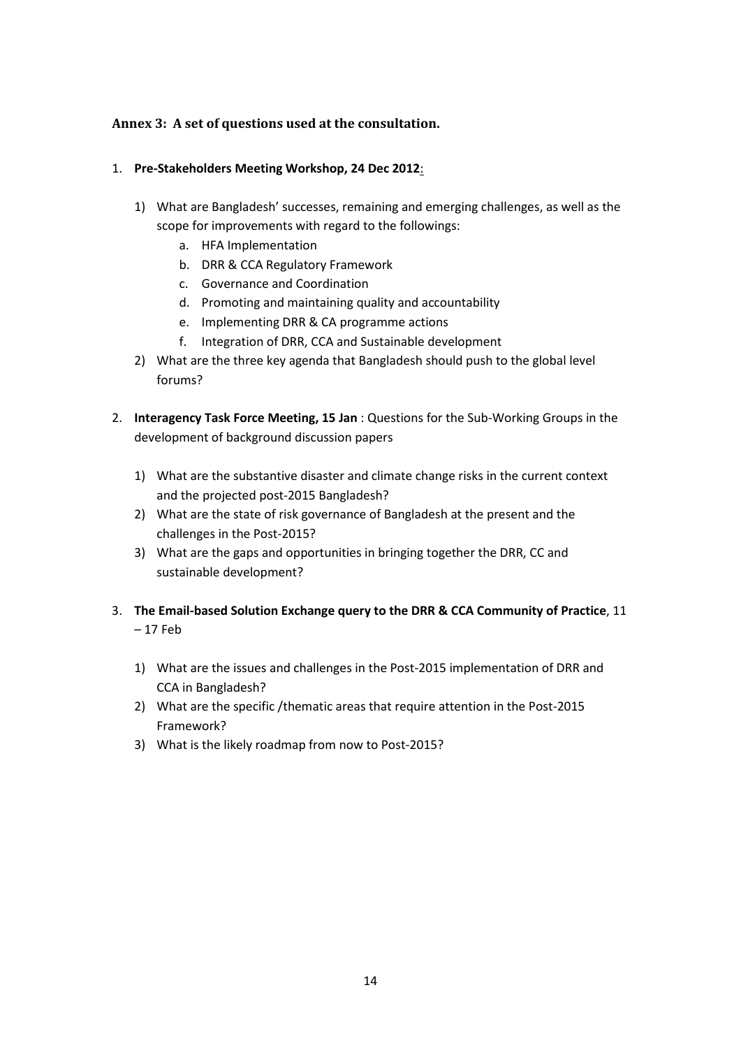### Annex 3: A set of questions used at the consultation.

1. **Pre-Stakeholders Meeting Workshop, 24 Dec 2012**:

    1) What are Bangladesh' successes, remaining and emerging challenges, as well as the scope for improvements with regard to the followings:
        a. HFA Implementation
        b. DRR & CCA Regulatory Framework
        c. Governance and Coordination
        d. Promoting and maintaining quality and accountability
        e. Implementing DRR & CA programme actions
        f. Integration of DRR, CCA and Sustainable development
    2) What are the three key agenda that Bangladesh should push to the global level forums?

2. **Interagency Task Force Meeting, 15 Jan** : Questions for the Sub-Working Groups in the development of background discussion papers

    1) What are the substantive disaster and climate change risks in the current context and the projected post-2015 Bangladesh?
    2) What are the state of risk governance of Bangladesh at the present and the challenges in the Post-2015?
    3) What are the gaps and opportunities in bringing together the DRR, CC and sustainable development?

3. **The Email-based Solution Exchange query to the DRR & CCA Community of Practice**, 11 – 17 Feb

    1) What are the issues and challenges in the Post-2015 implementation of DRR and CCA in Bangladesh?
    2) What are the specific /thematic areas that require attention in the Post-2015 Framework?
    3) What is the likely roadmap from now to Post-2015?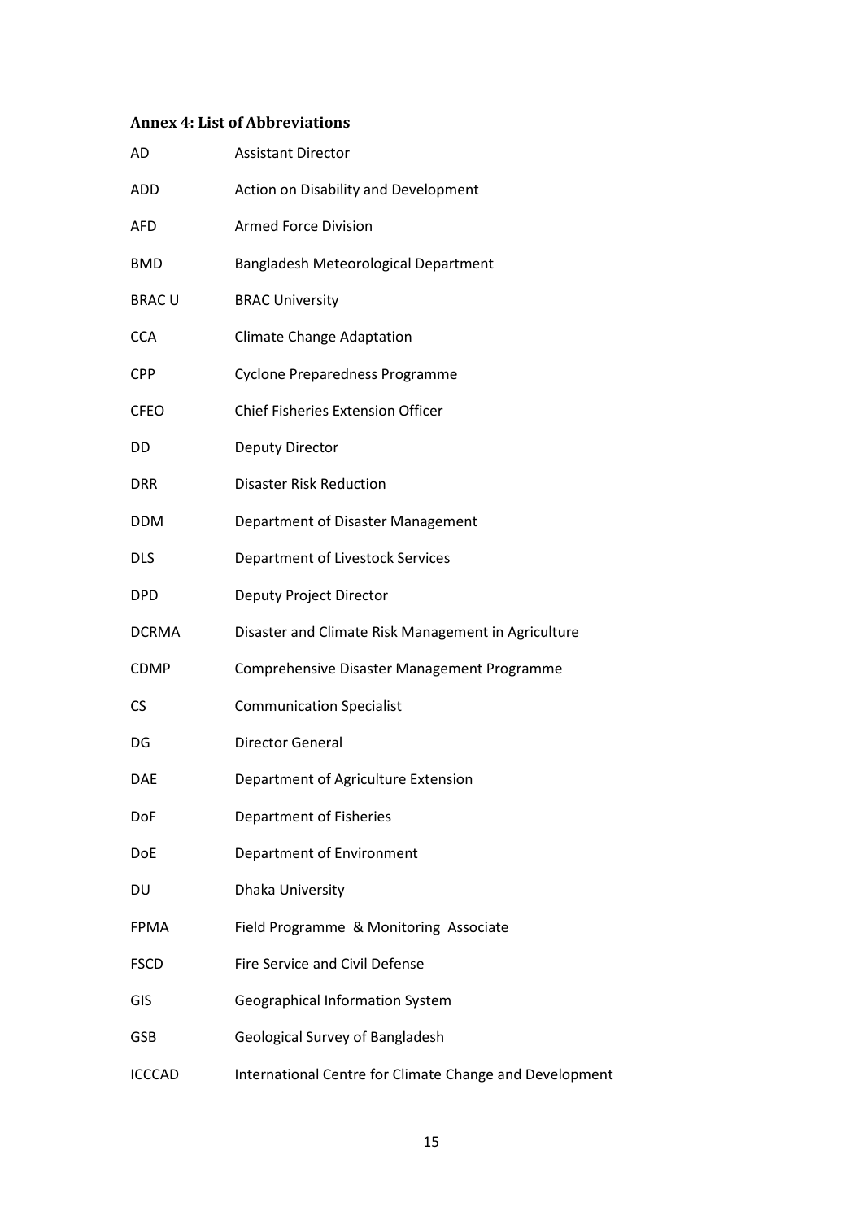### Annex 4: List of Abbreviations

| | |
|---|---|
| AD | Assistant Director |
| ADD | Action on Disability and Development |
| AFD | Armed Force Division |
| BMD | Bangladesh Meteorological Department |
| BRAC U | BRAC University |
| CCA | Climate Change Adaptation |
| CPP | Cyclone Preparedness Programme |
| CFEO | Chief Fisheries Extension Officer |
| DD | Deputy Director |
| DRR | Disaster Risk Reduction |
| DDM | Department of Disaster Management |
| DLS | Department of Livestock Services |
| DPD | Deputy Project Director |
| DCRMA | Disaster and Climate Risk Management in Agriculture |
| CDMP | Comprehensive Disaster Management Programme |
| CS | Communication Specialist |
| DG | Director General |
| DAE | Department of Agriculture Extension |
| DoF | Department of Fisheries |
| DoE | Department of Environment |
| DU | Dhaka University |
| FPMA | Field Programme & Monitoring Associate |
| FSCD | Fire Service and Civil Defense |
| GIS | Geographical Information System |
| GSB | Geological Survey of Bangladesh |
| ICCCAD | International Centre for Climate Change and Development |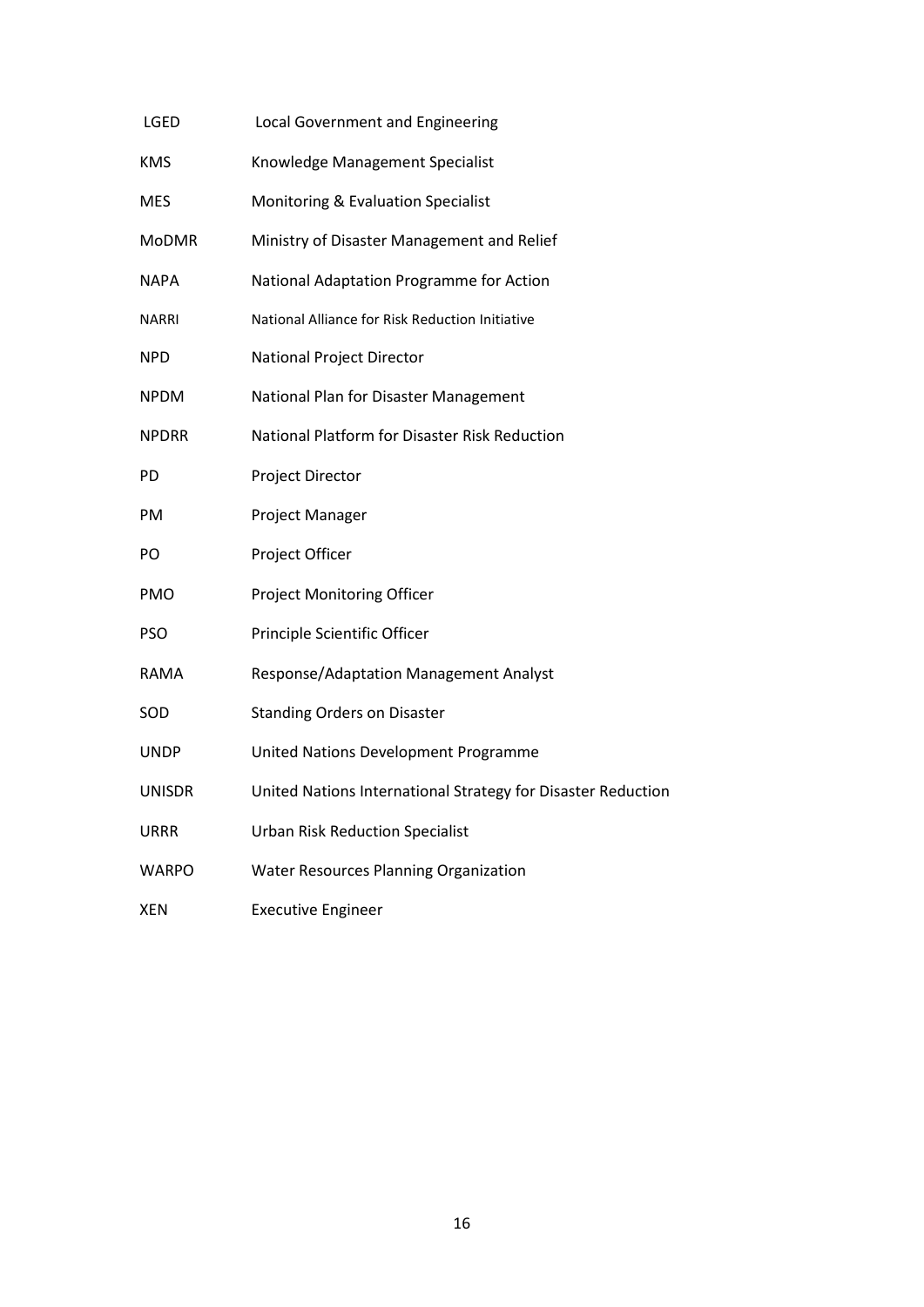| | |
|---|---|
| LGED | Local Government and Engineering |
| KMS | Knowledge Management Specialist |
| MES | Monitoring & Evaluation Specialist |
| MoDMR | Ministry of Disaster Management and Relief |
| NAPA | National Adaptation Programme for Action |
| NARRI | National Alliance for Risk Reduction Initiative |
| NPD | National Project Director |
| NPDM | National Plan for Disaster Management |
| NPDRR | National Platform for Disaster Risk Reduction |
| PD | Project Director |
| PM | Project Manager |
| PO | Project Officer |
| PMO | Project Monitoring Officer |
| PSO | Principle Scientific Officer |
| RAMA | Response/Adaptation Management Analyst |
| SOD | Standing Orders on Disaster |
| UNDP | United Nations Development Programme |
| UNISDR | United Nations International Strategy for Disaster Reduction |
| URRR | Urban Risk Reduction Specialist |
| WARPO | Water Resources Planning Organization |
| XEN | Executive Engineer |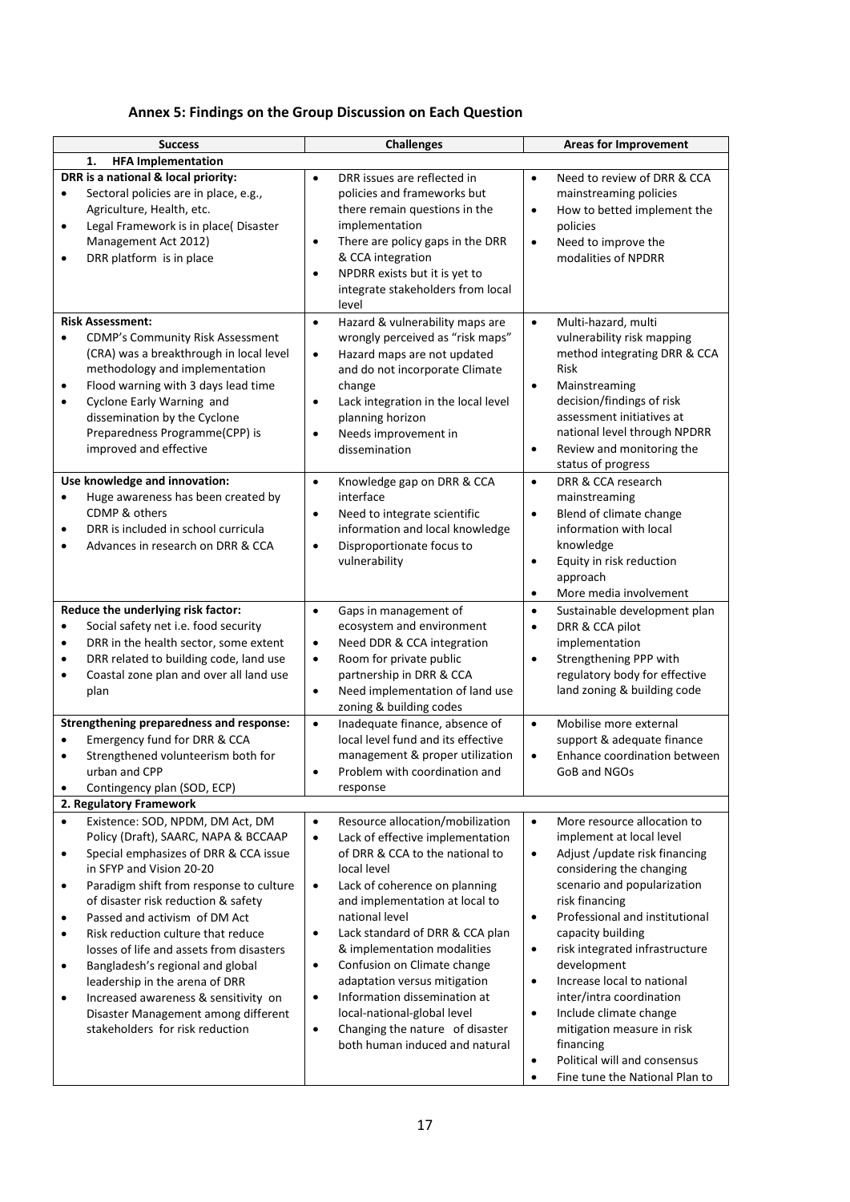## Annex 5: Findings on the Group Discussion on Each Question

| Success | Challenges | Areas for Improvement |
|---|---|---|
| **1. HFA Implementation** | | |
| **DRR is a national & local priority:**<br>• Sectoral policies are in place, e.g., Agriculture, Health, etc.<br>• Legal Framework is in place( Disaster Management Act 2012)<br>• DRR platform is in place | • DRR issues are reflected in policies and frameworks but there remain questions in the implementation<br>• There are policy gaps in the DRR & CCA integration<br>• NPDRR exists but it is yet to integrate stakeholders from local level | • Need to review of DRR & CCA mainstreaming policies<br>• How to betted implement the policies<br>• Need to improve the modalities of NPDRR |
| **Risk Assessment:**<br>• CDMP's Community Risk Assessment (CRA) was a breakthrough in local level methodology and implementation<br>• Flood warning with 3 days lead time<br>• Cyclone Early Warning and dissemination by the Cyclone Preparedness Programme(CPP) is improved and effective | • Hazard & vulnerability maps are wrongly perceived as "risk maps"<br>• Hazard maps are not updated and do not incorporate Climate change<br>• Lack integration in the local level planning horizon<br>• Needs improvement in dissemination | • Multi-hazard, multi vulnerability risk mapping method integrating DRR & CCA Risk<br>• Mainstreaming decision/findings of risk assessment initiatives at national level through NPDRR<br>• Review and monitoring the status of progress |
| **Use knowledge and innovation:**<br>• Huge awareness has been created by CDMP & others<br>• DRR is included in school curricula<br>• Advances in research on DRR & CCA | • Knowledge gap on DRR & CCA interface<br>• Need to integrate scientific information and local knowledge<br>• Disproportionate focus to vulnerability | • DRR & CCA research mainstreaming<br>• Blend of climate change information with local knowledge<br>• Equity in risk reduction approach<br>• More media involvement |
| **Reduce the underlying risk factor:**<br>• Social safety net i.e. food security<br>• DRR in the health sector, some extent<br>• DRR related to building code, land use<br>• Coastal zone plan and over all land use plan | • Gaps in management of ecosystem and environment<br>• Need DDR & CCA integration<br>• Room for private public partnership in DRR & CCA<br>• Need implementation of land use zoning & building codes | • Sustainable development plan<br>• DRR & CCA pilot implementation<br>• Strengthening PPP with regulatory body for effective land zoning & building code |
| **Strengthening preparedness and response:**<br>• Emergency fund for DRR & CCA<br>• Strengthened volunteerism both for urban and CPP<br>• Contingency plan (SOD, ECP) | • Inadequate finance, absence of local level fund and its effective management & proper utilization<br>• Problem with coordination and response | • Mobilise more external support & adequate finance<br>• Enhance coordination between GoB and NGOs |
| **2. Regulatory Framework** | | |
| • Existence: SOD, NPDM, DM Act, DM Policy (Draft), SAARC, NAPA & BCCAAP<br>• Special emphasizes of DRR & CCA issue in SFYP and Vision 20-20<br>• Paradigm shift from response to culture of disaster risk reduction & safety<br>• Passed and activism of DM Act<br>• Risk reduction culture that reduce losses of life and assets from disasters<br>• Bangladesh's regional and global leadership in the arena of DRR<br>• Increased awareness & sensitivity on Disaster Management among different stakeholders for risk reduction | • Resource allocation/mobilization<br>• Lack of effective implementation of DRR & CCA to the national to local level<br>• Lack of coherence on planning and implementation at local to national level<br>• Lack standard of DRR & CCA plan & implementation modalities<br>• Confusion on Climate change adaptation versus mitigation<br>• Information dissemination at local-national-global level<br>• Changing the nature of disaster both human induced and natural | • More resource allocation to implement at local level<br>• Adjust /update risk financing considering the changing scenario and popularization risk financing<br>• Professional and institutional capacity building<br>• risk integrated infrastructure development<br>• Increase local to national inter/intra coordination<br>• Include climate change mitigation measure in risk financing<br>• Political will and consensus<br>• Fine tune the National Plan to |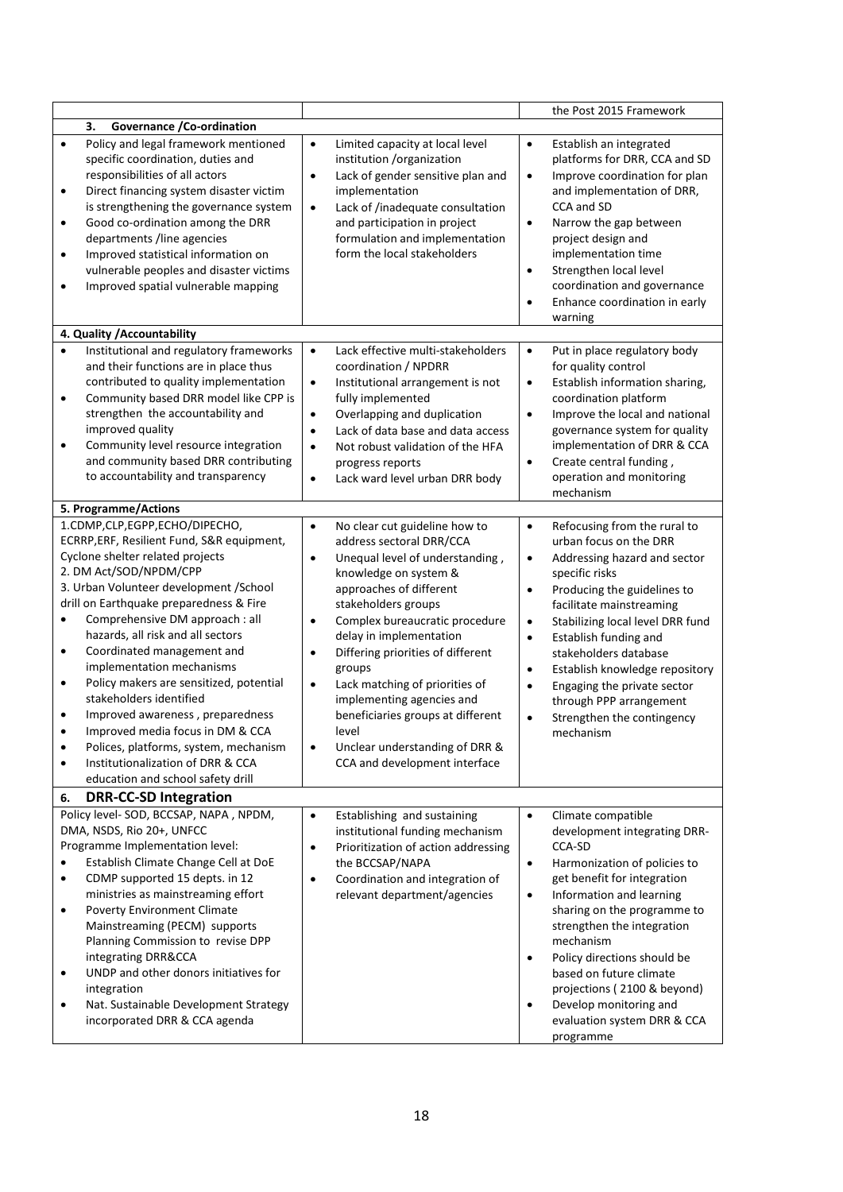| | | |
|---|---|---|
| | | the Post 2015 Framework |
| **3. Governance /Co-ordination** | | |
| • Policy and legal framework mentioned specific coordination, duties and responsibilities of all actors<br>• Direct financing system disaster victim is strengthening the governance system<br>• Good co-ordination among the DRR departments /line agencies<br>• Improved statistical information on vulnerable peoples and disaster victims<br>• Improved spatial vulnerable mapping | • Limited capacity at local level institution /organization<br>• Lack of gender sensitive plan and implementation<br>• Lack of /inadequate consultation and participation in project formulation and implementation form the local stakeholders | • Establish an integrated platforms for DRR, CCA and SD<br>• Improve coordination for plan and implementation of DRR, CCA and SD<br>• Narrow the gap between project design and implementation time<br>• Strengthen local level coordination and governance<br>• Enhance coordination in early warning |
| **4. Quality /Accountability** | | |
| • Institutional and regulatory frameworks and their functions are in place thus contributed to quality implementation<br>• Community based DRR model like CPP is strengthen the accountability and improved quality<br>• Community level resource integration and community based DRR contributing to accountability and transparency | • Lack effective multi-stakeholders coordination / NPDRR<br>• Institutional arrangement is not fully implemented<br>• Overlapping and duplication<br>• Lack of data base and data access<br>• Not robust validation of the HFA progress reports<br>• Lack ward level urban DRR body | • Put in place regulatory body for quality control<br>• Establish information sharing, coordination platform<br>• Improve the local and national governance system for quality implementation of DRR & CCA<br>• Create central funding , operation and monitoring mechanism |
| **5. Programme/Actions** | | |
| 1.CDMP,CLP,EGPP,ECHO/DIPECHO, ECRRP,ERF, Resilient Fund, S&R equipment, Cyclone shelter related projects<br>2. DM Act/SOD/NPDM/CPP<br>3. Urban Volunteer development /School drill on Earthquake preparedness & Fire<br>• Comprehensive DM approach : all hazards, all risk and all sectors<br>• Coordinated management and implementation mechanisms<br>• Policy makers are sensitized, potential stakeholders identified<br>• Improved awareness , preparedness<br>• Improved media focus in DM & CCA<br>• Polices, platforms, system, mechanism<br>• Institutionalization of DRR & CCA education and school safety drill | • No clear cut guideline how to address sectoral DRR/CCA<br>• Unequal level of understanding , knowledge on system & approaches of different stakeholders groups<br>• Complex bureaucratic procedure delay in implementation<br>• Differing priorities of different groups<br>• Lack matching of priorities of implementing agencies and beneficiaries groups at different level<br>• Unclear understanding of DRR & CCA and development interface | • Refocusing from the rural to urban focus on the DRR<br>• Addressing hazard and sector specific risks<br>• Producing the guidelines to facilitate mainstreaming<br>• Stabilizing local level DRR fund<br>• Establish funding and stakeholders database<br>• Establish knowledge repository<br>• Engaging the private sector through PPP arrangement<br>• Strengthen the contingency mechanism |
| **6. DRR-CC-SD Integration** | | |
| Policy level- SOD, BCCSAP, NAPA , NPDM, DMA, NSDS, Rio 20+, UNFCC<br>Programme Implementation level:<br>• Establish Climate Change Cell at DoE<br>• CDMP supported 15 depts. in 12 ministries as mainstreaming effort<br>• Poverty Environment Climate Mainstreaming (PECM) supports Planning Commission to revise DPP integrating DRR&CCA<br>• UNDP and other donors initiatives for integration<br>• Nat. Sustainable Development Strategy incorporated DRR & CCA agenda | • Establishing and sustaining institutional funding mechanism<br>• Prioritization of action addressing the BCCSAP/NAPA<br>• Coordination and integration of relevant department/agencies | • Climate compatible development integrating DRR-CCA-SD<br>• Harmonization of policies to get benefit for integration<br>• Information and learning sharing on the programme to strengthen the integration mechanism<br>• Policy directions should be based on future climate projections ( 2100 & beyond)<br>• Develop monitoring and evaluation system DRR & CCA programme |